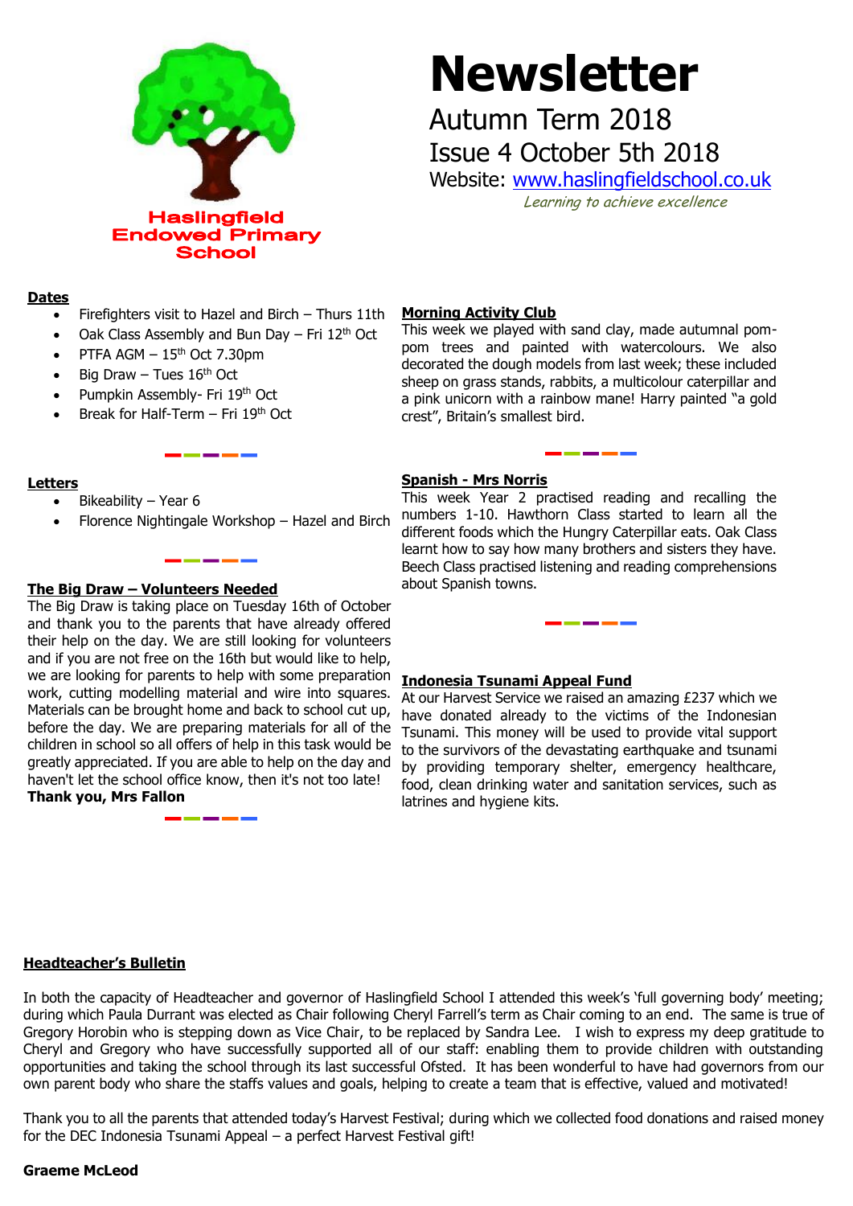Haslingfield Endowed Primary School

# Newsletter

Autumn Term 2018

Issue 4 October 5th 2018

Website: www.haslingfieldschool.co.uk

*Learning to achieve excellence*

## Dates

- Firefighters visit to Hazel and Birch – Thurs 11th
- Oak Class Assembly and Bun Day – Fri 12th Oct
- PTFA AGM – 15th Oct 7.30pm
- Big Draw – Tues 16th Oct
- Pumpkin Assembly- Fri 19th Oct
- Break for Half-Term – Fri 19th Oct

## Letters

- Bikeability – Year 6
- Florence Nightingale Workshop – Hazel and Birch

## The Big Draw – Volunteers Needed

The Big Draw is taking place on Tuesday 16th of October and thank you to the parents that have already offered their help on the day. We are still looking for volunteers and if you are not free on the 16th but would like to help, we are looking for parents to help with some preparation work, cutting modelling material and wire into squares. Materials can be brought home and back to school cut up, before the day. We are preparing materials for all of the children in school so all offers of help in this task would be greatly appreciated. If you are able to help on the day and haven't let the school office know, then it's not too late!

**Thank you, Mrs Fallon**

## Morning Activity Club

This week we played with sand clay, made autumnal pom-pom trees and painted with watercolours. We also decorated the dough models from last week; these included sheep on grass stands, rabbits, a multicolour caterpillar and a pink unicorn with a rainbow mane! Harry painted "a gold crest", Britain's smallest bird.

## Spanish - Mrs Norris

This week Year 2 practised reading and recalling the numbers 1-10. Hawthorn Class started to learn all the different foods which the Hungry Caterpillar eats. Oak Class learnt how to say how many brothers and sisters they have. Beech Class practised listening and reading comprehensions about Spanish towns.

## Indonesia Tsunami Appeal Fund

At our Harvest Service we raised an amazing £237 which we have donated already to the victims of the Indonesian Tsunami. This money will be used to provide vital support to the survivors of the devastating earthquake and tsunami by providing temporary shelter, emergency healthcare, food, clean drinking water and sanitation services, such as latrines and hygiene kits.

## Headteacher's Bulletin

In both the capacity of Headteacher and governor of Haslingfield School I attended this week's 'full governing body' meeting; during which Paula Durrant was elected as Chair following Cheryl Farrell's term as Chair coming to an end. The same is true of Gregory Horobin who is stepping down as Vice Chair, to be replaced by Sandra Lee. I wish to express my deep gratitude to Cheryl and Gregory who have successfully supported all of our staff: enabling them to provide children with outstanding opportunities and taking the school through its last successful Ofsted. It has been wonderful to have had governors from our own parent body who share the staffs values and goals, helping to create a team that is effective, valued and motivated!

Thank you to all the parents that attended today's Harvest Festival; during which we collected food donations and raised money for the DEC Indonesia Tsunami Appeal – a perfect Harvest Festival gift!

**Graeme McLeod**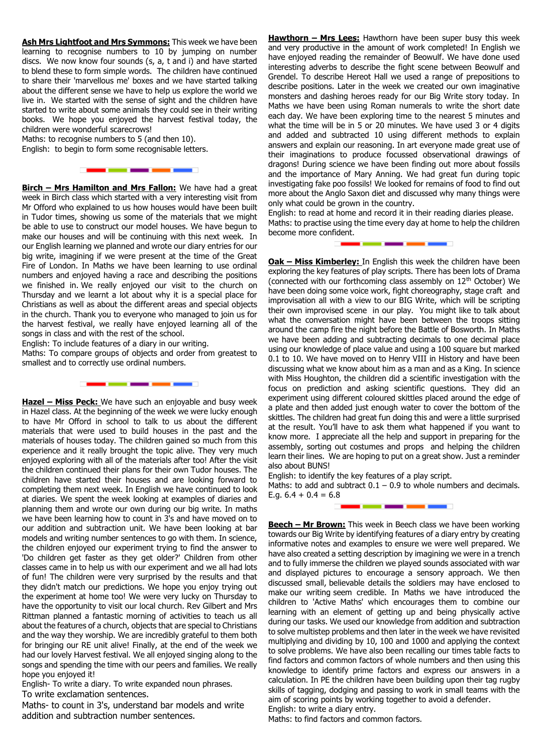**Ash Mrs Lightfoot and Mrs Symmons:** This week we have been learning to recognise numbers to 10 by jumping on number discs. We now know four sounds (s, a, t and i) and have started to blend these to form simple words. The children have continued to share their 'marvellous me' boxes and we have started talking about the different sense we have to help us explore the world we live in. We started with the sense of sight and the children have started to write about some animals they could see in their writing books. We hope you enjoyed the harvest festival today, the children were wonderful scarecrows!

Maths: to recognise numbers to 5 (and then 10).

English: to begin to form some recognisable letters.

**Birch – Mrs Hamilton and Mrs Fallon:** We have had a great week in Birch class which started with a very interesting visit from Mr Offord who explained to us how houses would have been built in Tudor times, showing us some of the materials that we might be able to use to construct our model houses. We have begun to make our houses and will be continuing with this next week. In our English learning we planned and wrote our diary entries for our big write, imagining if we were present at the time of the Great Fire of London. In Maths we have been learning to use ordinal numbers and enjoyed having a race and describing the positions we finished in. We really enjoyed our visit to the church on Thursday and we learnt a lot about why it is a special place for Christians as well as about the different areas and special objects in the church. Thank you to everyone who managed to join us for the harvest festival, we really have enjoyed learning all of the songs in class and with the rest of the school.

English: To include features of a diary in our writing.

Maths: To compare groups of objects and order from greatest to smallest and to correctly use ordinal numbers.

**Hazel – Miss Peck:** We have such an enjoyable and busy week in Hazel class. At the beginning of the week we were lucky enough to have Mr Offord in school to talk to us about the different materials that were used to build houses in the past and the materials of houses today. The children gained so much from this experience and it really brought the topic alive. They very much enjoyed exploring with all of the materials after too! After the visit the children continued their plans for their own Tudor houses. The children have started their houses and are looking forward to completing them next week. In English we have continued to look at diaries. We spent the week looking at examples of diaries and planning them and wrote our own during our big write. In maths we have been learning how to count in 3's and have moved on to our addition and subtraction unit. We have been looking at bar models and writing number sentences to go with them. In science, the children enjoyed our experiment trying to find the answer to 'Do children get faster as they get older?' Children from other classes came in to help us with our experiment and we all had lots of fun! The children were very surprised by the results and that they didn't match our predictions. We hope you enjoy trying out the experiment at home too! We were very lucky on Thursday to have the opportunity to visit our local church. Rev Gilbert and Mrs Rittman planned a fantastic morning of activities to teach us all about the features of a church, objects that are special to Christians and the way they worship. We are incredibly grateful to them both for bringing our RE unit alive! Finally, at the end of the week we had our lovely Harvest festival. We all enjoyed singing along to the songs and spending the time with our peers and families. We really hope you enjoyed it!

English- To write a diary. To write expanded noun phrases.

To write exclamation sentences.

Maths- to count in 3's, understand bar models and write addition and subtraction number sentences.

**Hawthorn – Mrs Lees:** Hawthorn have been super busy this week and very productive in the amount of work completed! In English we have enjoyed reading the remainder of Beowulf. We have done used interesting adverbs to describe the fight scene between Beowulf and Grendel. To describe Hereot Hall we used a range of prepositions to describe positions. Later in the week we created our own imaginative monsters and dashing heroes ready for our Big Write story today. In Maths we have been using Roman numerals to write the short date each day. We have been exploring time to the nearest 5 minutes and what the time will be in 5 or 20 minutes. We have used 3 or 4 digits and added and subtracted 10 using different methods to explain answers and explain our reasoning. In art everyone made great use of their imaginations to produce focussed observational drawings of dragons! During science we have been finding out more about fossils and the importance of Mary Anning. We had great fun during topic investigating fake poo fossils! We looked for remains of food to find out more about the Anglo Saxon diet and discussed why many things were only what could be grown in the country.

English: to read at home and record it in their reading diaries please.

Maths: to practise using the time every day at home to help the children become more confident.

**Oak – Miss Kimberley:** In English this week the children have been exploring the key features of play scripts. There has been lots of Drama (connected with our forthcoming class assembly on 12th October) We have been doing some voice work, fight choreography, stage craft and improvisation all with a view to our BIG Write, which will be scripting their own improvised scene in our play. You might like to talk about what the conversation might have been between the troops sitting around the camp fire the night before the Battle of Bosworth. In Maths we have been adding and subtracting decimals to one decimal place using our knowledge of place value and using a 100 square but marked 0.1 to 10. We have moved on to Henry VIII in History and have been discussing what we know about him as a man and as a King. In science with Miss Houghton, the children did a scientific investigation with the focus on prediction and asking scientific questions. They did an experiment using different coloured skittles placed around the edge of a plate and then added just enough water to cover the bottom of the skittles. The children had great fun doing this and were a little surprised at the result. You'll have to ask them what happened if you want to know more. I appreciate all the help and support in preparing for the assembly, sorting out costumes and props and helping the children learn their lines. We are hoping to put on a great show. Just a reminder also about BUNS!

English: to identify the key features of a play script.

Maths: to add and subtract 0.1 – 0.9 to whole numbers and decimals. E.g. 6.4 + 0.4 = 6.8

**Beech – Mr Brown:** This week in Beech class we have been working towards our Big Write by identifying features of a diary entry by creating informative notes and examples to ensure we were well prepared. We have also created a setting description by imagining we were in a trench and to fully immerse the children we played sounds associated with war and displayed pictures to encourage a sensory approach. We then discussed small, believable details the soldiers may have enclosed to make our writing seem credible. In Maths we have introduced the children to 'Active Maths' which encourages them to combine our learning with an element of getting up and being physically active during our tasks. We used our knowledge from addition and subtraction to solve multistep problems and then later in the week we have revisited multiplying and dividing by 10, 100 and 1000 and applying the context to solve problems. We have also been recalling our times table facts to find factors and common factors of whole numbers and then using this knowledge to identify prime factors and express our answers in a calculation. In PE the children have been building upon their tag rugby skills of tagging, dodging and passing to work in small teams with the aim of scoring points by working together to avoid a defender.

English: to write a diary entry.

Maths: to find factors and common factors.